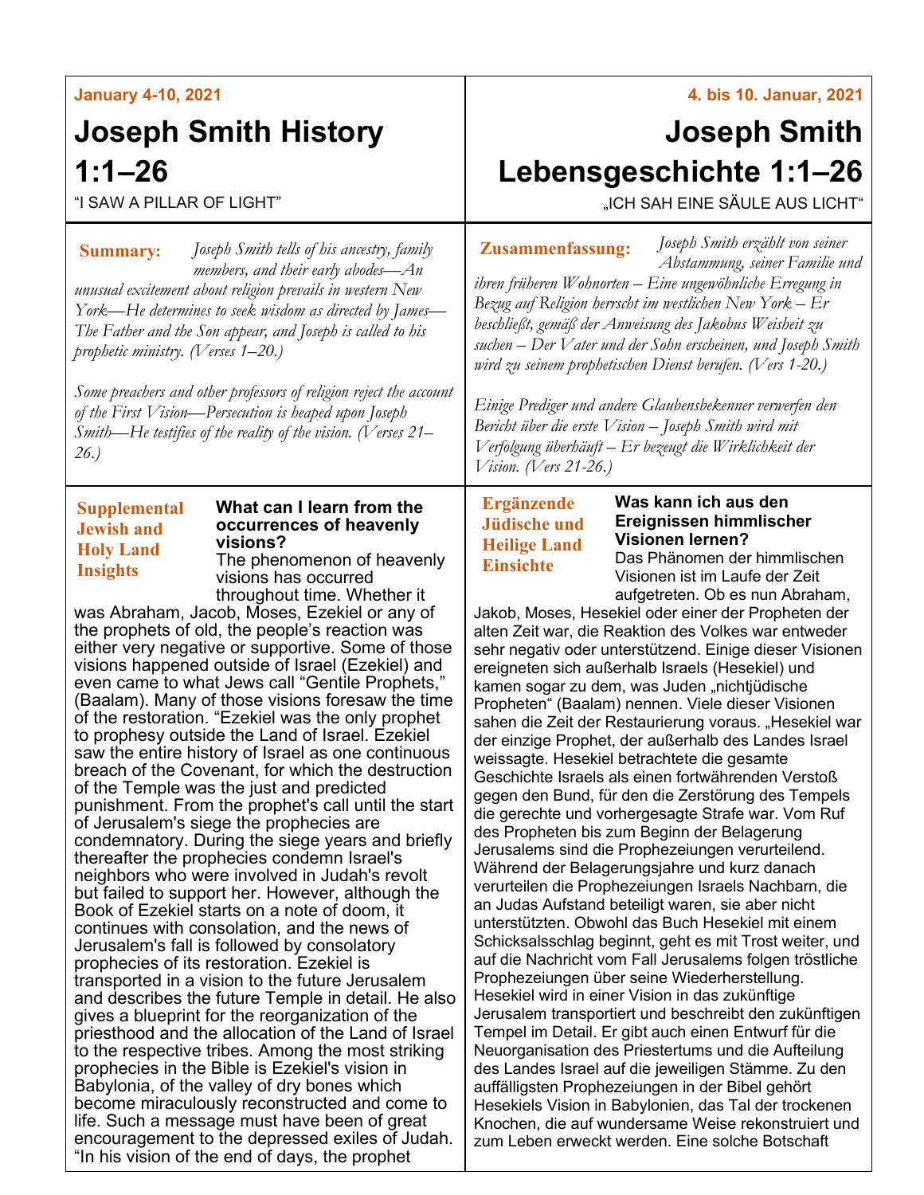**January 4-10, 2021**

# Joseph Smith History 1:1–26

"I SAW A PILLAR OF LIGHT"

**Summary:** *Joseph Smith tells of his ancestry, family members, and their early abodes—An unusual excitement about religion prevails in western New York—He determines to seek wisdom as directed by James—The Father and the Son appear, and Joseph is called to his prophetic ministry. (Verses 1–20.)*

*Some preachers and other professors of religion reject the account of the First Vision—Persecution is heaped upon Joseph Smith—He testifies of the reality of the vision. (Verses 21–26.)*

**Supplemental Jewish and Holy Land Insights**

**What can I learn from the occurrences of heavenly visions?**

The phenomenon of heavenly visions has occurred throughout time. Whether it was Abraham, Jacob, Moses, Ezekiel or any of the prophets of old, the people's reaction was either very negative or supportive. Some of those visions happened outside of Israel (Ezekiel) and even came to what Jews call "Gentile Prophets," (Baalam). Many of those visions foresaw the time of the restoration. "Ezekiel was the only prophet to prophesy outside the Land of Israel. Ezekiel saw the entire history of Israel as one continuous breach of the Covenant, for which the destruction of the Temple was the just and predicted punishment. From the prophet's call until the start of Jerusalem's siege the prophecies are condemnatory. During the siege years and briefly thereafter the prophecies condemn Israel's neighbors who were involved in Judah's revolt but failed to support her. However, although the Book of Ezekiel starts on a note of doom, it continues with consolation, and the news of Jerusalem's fall is followed by consolatory prophecies of its restoration. Ezekiel is transported in a vision to the future Jerusalem and describes the future Temple in detail. He also gives a blueprint for the reorganization of the priesthood and the allocation of the Land of Israel to the respective tribes. Among the most striking prophecies in the Bible is Ezekiel's vision in Babylonia, of the valley of dry bones which become miraculously reconstructed and come to life. Such a message must have been of great encouragement to the depressed exiles of Judah. "In his vision of the end of days, the prophet

---

**4. bis 10. Januar, 2021**

# Joseph Smith Lebensgeschichte 1:1–26

„ICH SAH EINE SÄULE AUS LICHT"

**Zusammenfassung:** *Joseph Smith erzählt von seiner Abstammung, seiner Familie und ihren früheren Wohnorten – Eine ungewöhnliche Erregung in Bezug auf Religion herrscht im westlichen New York – Er beschließt, gemäß der Anweisung des Jakobus Weisheit zu suchen – Der Vater und der Sohn erscheinen, und Joseph Smith wird zu seinem prophetischen Dienst berufen. (Vers 1-20.)*

*Einige Prediger und andere Glaubensbekenner verwerfen den Bericht über die erste Vision – Joseph Smith wird mit Verfolgung überhäuft – Er bezeugt die Wirklichkeit der Vision. (Vers 21-26.)*

**Ergänzende Jüdische und Heilige Land Einsichte**

**Was kann ich aus den Ereignissen himmlischer Visionen lernen?**

Das Phänomen der himmlischen Visionen ist im Laufe der Zeit aufgetreten. Ob es nun Abraham, Jakob, Moses, Hesekiel oder einer der Propheten der alten Zeit war, die Reaktion des Volkes war entweder sehr negativ oder unterstützend. Einige dieser Visionen ereigneten sich außerhalb Israels (Hesekiel) und kamen sogar zu dem, was Juden „nichtjüdische Propheten" (Baalam) nennen. Viele dieser Visionen sahen die Zeit der Restaurierung voraus. „Hesekiel war der einzige Prophet, der außerhalb des Landes Israel weissagte. Hesekiel betrachtete die gesamte Geschichte Israels als einen fortwährenden Verstoß gegen den Bund, für den die Zerstörung des Tempels die gerechte und vorhergesagte Strafe war. Vom Ruf des Propheten bis zum Beginn der Belagerung Jerusalems sind die Prophezeiungen verurteilend. Während der Belagerungsjahre und kurz danach verurteilen die Prophezeiungen Israels Nachbarn, die an Judas Aufstand beteiligt waren, sie aber nicht unterstützten. Obwohl das Buch Hesekiel mit einem Schicksalsschlag beginnt, geht es mit Trost weiter, und auf die Nachricht vom Fall Jerusalems folgen tröstliche Prophezeiungen über seine Wiederherstellung. Hesekiel wird in einer Vision in das zukünftige Jerusalem transportiert und beschreibt den zukünftigen Tempel im Detail. Er gibt auch einen Entwurf für die Neuorganisation des Priestertums und die Aufteilung des Landes Israel auf die jeweiligen Stämme. Zu den auffälligsten Prophezeiungen in der Bibel gehört Hesekiels Vision in Babylonien, das Tal der trockenen Knochen, die auf wundersame Weise rekonstruiert und zum Leben erweckt werden. Eine solche Botschaft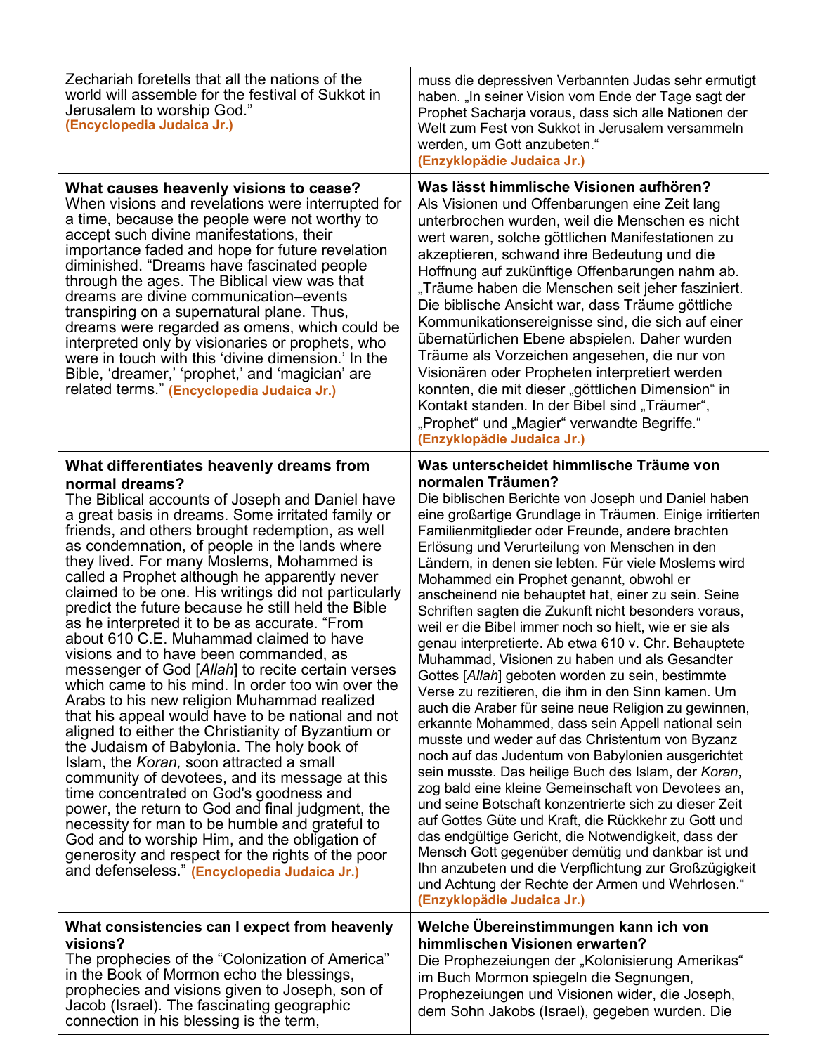| | |
|---|---|
| Zechariah foretells that all the nations of the world will assemble for the festival of Sukkot in Jerusalem to worship God." **(Encyclopedia Judaica Jr.)** | muss die depressiven Verbannten Judas sehr ermutigt haben. „In seiner Vision vom Ende der Tage sagt der Prophet Sacharja voraus, dass sich alle Nationen der Welt zum Fest von Sukkot in Jerusalem versammeln werden, um Gott anzubeten." **(Enzyklopädie Judaica Jr.)** |
| **What causes heavenly visions to cease?** When visions and revelations were interrupted for a time, because the people were not worthy to accept such divine manifestations, their importance faded and hope for future revelation diminished. "Dreams have fascinated people through the ages. The Biblical view was that dreams are divine communication–events transpiring on a supernatural plane. Thus, dreams were regarded as omens, which could be interpreted only by visionaries or prophets, who were in touch with this 'divine dimension.' In the Bible, 'dreamer,' 'prophet,' and 'magician' are related terms." **(Encyclopedia Judaica Jr.)** | **Was lässt himmlische Visionen aufhören?** Als Visionen und Offenbarungen eine Zeit lang unterbrochen wurden, weil die Menschen es nicht wert waren, solche göttlichen Manifestationen zu akzeptieren, schwand ihre Bedeutung und die Hoffnung auf zukünftige Offenbarungen nahm ab. „Träume haben die Menschen seit jeher fasziniert. Die biblische Ansicht war, dass Träume göttliche Kommunikationsereignisse sind, die sich auf einer übernatürlichen Ebene abspielen. Daher wurden Träume als Vorzeichen angesehen, die nur von Visionären oder Propheten interpretiert werden konnten, die mit dieser „göttlichen Dimension" in Kontakt standen. In der Bibel sind „Träumer", „Prophet" und „Magier" verwandte Begriffe." **(Enzyklopädie Judaica Jr.)** |
| **What differentiates heavenly dreams from normal dreams?** The Biblical accounts of Joseph and Daniel have a great basis in dreams. Some irritated family or friends, and others brought redemption, as well as condemnation, of people in the lands where they lived. For many Moslems, Mohammed is called a Prophet although he apparently never claimed to be one. His writings did not particularly predict the future because he still held the Bible as he interpreted it to be as accurate. "From about 610 C.E. Muhammad claimed to have visions and to have been commanded, as messenger of God [*Allah*] to recite certain verses which came to his mind. In order too win over the Arabs to his new religion Muhammad realized that his appeal would have to be national and not aligned to either the Christianity of Byzantium or the Judaism of Babylonia. The holy book of Islam, the *Koran,* soon attracted a small community of devotees, and its message at this time concentrated on God's goodness and power, the return to God and final judgment, the necessity for man to be humble and grateful to God and to worship Him, and the obligation of generosity and respect for the rights of the poor and defenseless." **(Encyclopedia Judaica Jr.)** | **Was unterscheidet himmlische Träume von normalen Träumen?** Die biblischen Berichte von Joseph und Daniel haben eine großartige Grundlage in Träumen. Einige irritierten Familienmitglieder oder Freunde, andere brachten Erlösung und Verurteilung von Menschen in den Ländern, in denen sie lebten. Für viele Moslems wird Mohammed ein Prophet genannt, obwohl er anscheinend nie behauptet hat, einer zu sein. Seine Schriften sagten die Zukunft nicht besonders voraus, weil er die Bibel immer noch so hielt, wie er sie als genau interpretierte. Ab etwa 610 v. Chr. Behauptete Muhammad, Visionen zu haben und als Gesandter Gottes [*Allah*] geboten worden zu sein, bestimmte Verse zu rezitieren, die ihm in den Sinn kamen. Um auch die Araber für seine neue Religion zu gewinnen, erkannte Mohammed, dass sein Appell national sein musste und weder auf das Christentum von Byzanz noch auf das Judentum von Babylonien ausgerichtet sein musste. Das heilige Buch des Islam, der *Koran*, zog bald eine kleine Gemeinschaft von Devotees an, und seine Botschaft konzentrierte sich zu dieser Zeit auf Gottes Güte und Kraft, die Rückkehr zu Gott und das endgültige Gericht, die Notwendigkeit, dass der Mensch Gott gegenüber demütig und dankbar ist und Ihn anzubeten und die Verpflichtung zur Großzügigkeit und Achtung der Rechte der Armen und Wehrlosen." **(Enzyklopädie Judaica Jr.)** |
| **What consistencies can I expect from heavenly visions?** The prophecies of the "Colonization of America" in the Book of Mormon echo the blessings, prophecies and visions given to Joseph, son of Jacob (Israel). The fascinating geographic connection in his blessing is the term, | **Welche Übereinstimmungen kann ich von himmlischen Visionen erwarten?** Die Prophezeiungen der „Kolonisierung Amerikas" im Buch Mormon spiegeln die Segnungen, Prophezeiungen und Visionen wider, die Joseph, dem Sohn Jakobs (Israel), gegeben wurden. Die |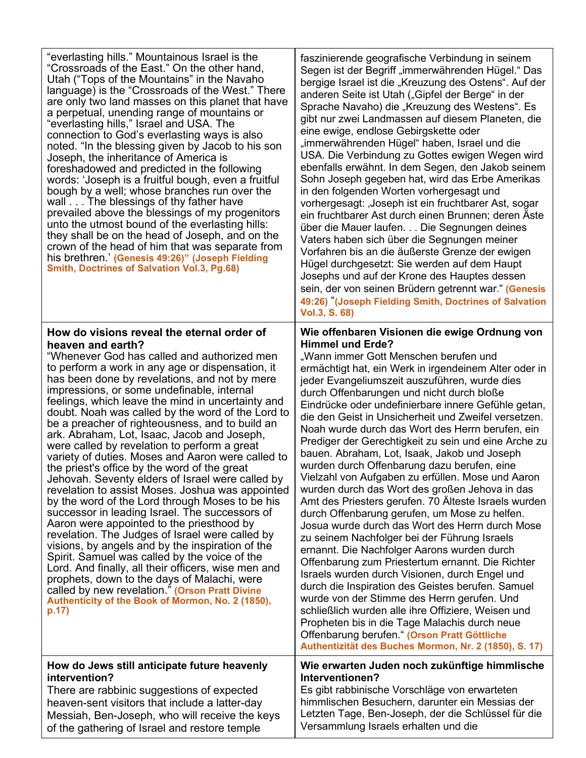| | |
|---|---|
| "everlasting hills." Mountainous Israel is the "Crossroads of the East." On the other hand, Utah ("Tops of the Mountains" in the Navaho language) is the "Crossroads of the West." There are only two land masses on this planet that have a perpetual, unending range of mountains or "everlasting hills," Israel and USA. The connection to God's everlasting ways is also noted. "In the blessing given by Jacob to his son Joseph, the inheritance of America is foreshadowed and predicted in the following words: 'Joseph is a fruitful bough, even a fruitful bough by a well; whose branches run over the wall . . . The blessings of thy father have prevailed above the blessings of my progenitors unto the utmost bound of the everlasting hills: they shall be on the head of Joseph, and on the crown of the head of him that was separate from his brethren.' **(Genesis 49:26)" (Joseph Fielding Smith, Doctrines of Salvation Vol.3, Pg.68)** | faszinierende geografische Verbindung in seinem Segen ist der Begriff „immerwährenden Hügel." Das bergige Israel ist die „Kreuzung des Ostens". Auf der anderen Seite ist Utah („Gipfel der Berge" in der Sprache Navaho) die „Kreuzung des Westens". Es gibt nur zwei Landmassen auf diesem Planeten, die eine ewige, endlose Gebirgskette oder „immerwährenden Hügel" haben, Israel und die USA. Die Verbindung zu Gottes ewigen Wegen wird ebenfalls erwähnt. In dem Segen, den Jakob seinem Sohn Joseph gegeben hat, wird das Erbe Amerikas in den folgenden Worten vorhergesagt und vorhergesagt: ‚Joseph ist ein fruchtbarer Ast, sogar ein fruchtbarer Ast durch einen Brunnen; deren Äste über die Mauer laufen. . . Die Segnungen deines Vaters haben sich über die Segnungen meiner Vorfahren bis an die äußerste Grenze der ewigen Hügel durchgesetzt: Sie werden auf dem Haupt Josephs und auf der Krone des Hauptes dessen sein, der von seinen Brüdern getrennt war." **(Genesis 49:26) "(Joseph Fielding Smith, Doctrines of Salvation Vol.3, S. 68)** |
| **How do visions reveal the eternal order of heaven and earth?**<br>"Whenever God has called and authorized men to perform a work in any age or dispensation, it has been done by revelations, and not by mere impressions, or some undefinable, internal feelings, which leave the mind in uncertainty and doubt. Noah was called by the word of the Lord to be a preacher of righteousness, and to build an ark. Abraham, Lot, Isaac, Jacob and Joseph, were called by revelation to perform a great variety of duties. Moses and Aaron were called to the priest's office by the word of the great Jehovah. Seventy elders of Israel were called by revelation to assist Moses. Joshua was appointed by the word of the Lord through Moses to be his successor in leading Israel. The successors of Aaron were appointed to the priesthood by revelation. The Judges of Israel were called by visions, by angels and by the inspiration of the Spirit. Samuel was called by the voice of the Lord. And finally, all their officers, wise men and prophets, down to the days of Malachi, were called by new revelation." **(Orson Pratt Divine Authenticity of the Book of Mormon, No. 2 (1850), p.17)** | **Wie offenbaren Visionen die ewige Ordnung von Himmel und Erde?**<br>„Wann immer Gott Menschen berufen und ermächtigt hat, ein Werk in irgendeinem Alter oder in jeder Evangeliumszeit auszuführen, wurde dies durch Offenbarungen und nicht durch bloße Eindrücke oder undefinierbare innere Gefühle getan, die den Geist in Unsicherheit und Zweifel versetzen. Noah wurde durch das Wort des Herrn berufen, ein Prediger der Gerechtigkeit zu sein und eine Arche zu bauen. Abraham, Lot, Isaak, Jakob und Joseph wurden durch Offenbarung dazu berufen, eine Vielzahl von Aufgaben zu erfüllen. Mose und Aaron wurden durch das Wort des großen Jehova in das Amt des Priesters gerufen. 70 Älteste Israels wurden durch Offenbarung gerufen, um Mose zu helfen. Josua wurde durch das Wort des Herrn durch Mose zu seinem Nachfolger bei der Führung Israels ernannt. Die Nachfolger Aarons wurden durch Offenbarung zum Priestertum ernannt. Die Richter Israels wurden durch Visionen, durch Engel und durch die Inspiration des Geistes berufen. Samuel wurde von der Stimme des Herrn gerufen. Und schließlich wurden alle ihre Offiziere, Weisen und Propheten bis in die Tage Malachis durch neue Offenbarung berufen." **(Orson Pratt Göttliche Authentizität des Buches Mormon, Nr. 2 (1850), S. 17)** |
| **How do Jews still anticipate future heavenly intervention?**<br>There are rabbinic suggestions of expected heaven-sent visitors that include a latter-day Messiah, Ben-Joseph, who will receive the keys of the gathering of Israel and restore temple | **Wie erwarten Juden noch zukünftige himmlische Interventionen?**<br>Es gibt rabbinische Vorschläge von erwarteten himmlischen Besuchern, darunter ein Messias der Letzten Tage, Ben-Joseph, der die Schlüssel für die Versammlung Israels erhalten und die |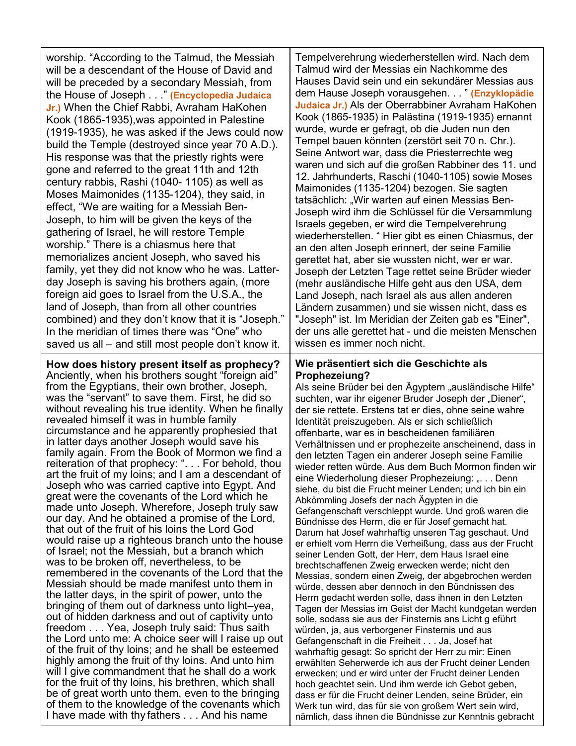| | |
|---|---|
| worship. "According to the Talmud, the Messiah will be a descendant of the House of David and will be preceded by a secondary Messiah, from the House of Joseph . . ." **(Encyclopedia Judaica Jr.)** When the Chief Rabbi, Avraham HaKohen Kook (1865-1935),was appointed in Palestine (1919-1935), he was asked if the Jews could now build the Temple (destroyed since year 70 A.D.). His response was that the priestly rights were gone and referred to the great 11th and 12th century rabbis, Rashi (1040- 1105) as well as Moses Maimonides (1135-1204), they said, in effect, "We are waiting for a Messiah Ben-Joseph, to him will be given the keys of the gathering of Israel, he will restore Temple worship." There is a chiasmus here that memorializes ancient Joseph, who saved his family, yet they did not know who he was. Latter-day Joseph is saving his brothers again, (more foreign aid goes to Israel from the U.S.A., the land of Joseph, than from all other countries combined) and they don't know that it is "Joseph." In the meridian of times there was "One" who saved us all – and still most people don't know it. | Tempelverehrung wiederherstellen wird. Nach dem Talmud wird der Messias ein Nachkomme des Hauses David sein und ein sekundärer Messias aus dem Hause Joseph vorausgehen. . . " **(Enzyklopädie Judaica Jr.)** Als der Oberrabbiner Avraham HaKohen Kook (1865-1935) in Palästina (1919-1935) ernannt wurde, wurde er gefragt, ob die Juden nun den Tempel bauen könnten (zerstört seit 70 n. Chr.). Seine Antwort war, dass die Priesterrechte weg waren und sich auf die großen Rabbiner des 11. und 12. Jahrhunderts, Raschi (1040-1105) sowie Moses Maimonides (1135-1204) bezogen. Sie sagten tatsächlich: „Wir warten auf einen Messias Ben-Joseph wird ihm die Schlüssel für die Versammlung Israels gegeben, er wird die Tempelverehrung wiederherstellen. " Hier gibt es einen Chiasmus, der an den alten Joseph erinnert, der seine Familie gerettet hat, aber sie wussten nicht, wer er war. Joseph der Letzten Tage rettet seine Brüder wieder (mehr ausländische Hilfe geht aus den USA, dem Land Joseph, nach Israel als aus allen anderen Ländern zusammen) und sie wissen nicht, dass es "Joseph" ist. Im Meridian der Zeiten gab es "Einer", der uns alle gerettet hat - und die meisten Menschen wissen es immer noch nicht. |
| **How does history present itself as prophecy?** Anciently, when his brothers sought "foreign aid" from the Egyptians, their own brother, Joseph, was the "servant" to save them. First, he did so without revealing his true identity. When he finally revealed himself it was in humble family circumstance and he apparently prophesied that in latter days another Joseph would save his family again. From the Book of Mormon we find a reiteration of that prophecy: ". . . For behold, thou art the fruit of my loins; and I am a descendant of Joseph who was carried captive into Egypt. And great were the covenants of the Lord which he made unto Joseph. Wherefore, Joseph truly saw our day. And he obtained a promise of the Lord, that out of the fruit of his loins the Lord God would raise up a righteous branch unto the house of Israel; not the Messiah, but a branch which was to be broken off, nevertheless, to be remembered in the covenants of the Lord that the Messiah should be made manifest unto them in the latter days, in the spirit of power, unto the bringing of them out of darkness unto light–yea, out of hidden darkness and out of captivity unto freedom . . . Yea, Joseph truly said: Thus saith the Lord unto me: A choice seer will I raise up out of the fruit of thy loins; and he shall be esteemed highly among the fruit of thy loins. And unto him will I give commandment that he shall do a work for the fruit of thy loins, his brethren, which shall be of great worth unto them, even to the bringing of them to the knowledge of the covenants which I have made with thy fathers . . . And his name | **Wie präsentiert sich die Geschichte als Prophezeiung?** Als seine Brüder bei den Ägyptern „ausländische Hilfe" suchten, war ihr eigener Bruder Joseph der „Diener", der sie rettete. Erstens tat er dies, ohne seine wahre Identität preiszugeben. Als er sich schließlich offenbarte, war es in bescheidenen familiären Verhältnissen und er prophezeite anscheinend, dass in den letzten Tagen ein anderer Joseph seine Familie wieder retten würde. Aus dem Buch Mormon finden wir eine Wiederholung dieser Prophezeiung: „. . . Denn siehe, du bist die Frucht meiner Lenden; und ich bin ein Abkömmling Josefs der nach Ägypten in die Gefangenschaft verschleppt wurde. Und groß waren die Bündnisse des Herrn, die er für Josef gemacht hat. Darum hat Josef wahrhaftig unseren Tag geschaut. Und er erhielt vom Herrn die Verheißung, dass aus der Frucht seiner Lenden Gott, der Herr, dem Haus Israel eine brechtschaffenen Zweig erwecken werde; nicht den Messias, sondern einen Zweig, der abgebrochen werden würde, dessen aber dennoch in den Bündnissen des Herrn gedacht werden solle, dass ihnen in den Letzten Tagen der Messias im Geist der Macht kundgetan werden solle, sodass sie aus der Finsternis ans Licht g eführt würden, ja, aus verborgener Finsternis und aus Gefangenschaft in die Freiheit . . . Ja, Josef hat wahrhaftig gesagt: So spricht der Herr zu mir: Einen erwählten Seherwerde ich aus der Frucht deiner Lenden erwecken; und er wird unter der Frucht deiner Lenden hoch geachtet sein. Und ihm werde ich Gebot geben, dass er für die Frucht deiner Lenden, seine Brüder, ein Werk tun wird, das für sie von großem Wert sein wird, nämlich, dass ihnen die Bündnisse zur Kenntnis gebracht |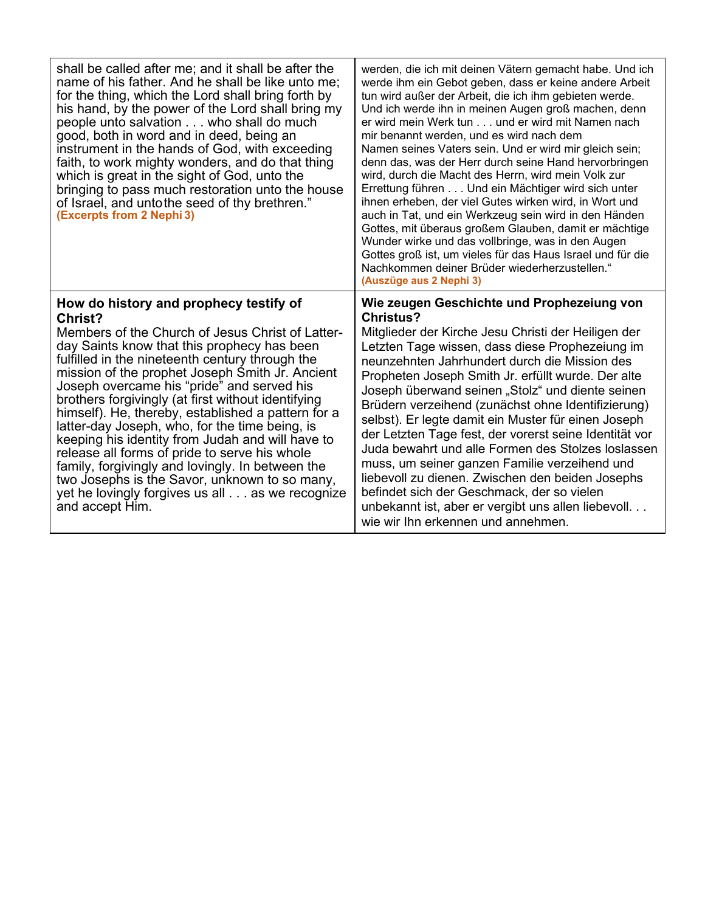| | |
|---|---|
| shall be called after me; and it shall be after the name of his father. And he shall be like unto me; for the thing, which the Lord shall bring forth by his hand, by the power of the Lord shall bring my people unto salvation . . . who shall do much good, both in word and in deed, being an instrument in the hands of God, with exceeding faith, to work mighty wonders, and do that thing which is great in the sight of God, unto the bringing to pass much restoration unto the house of Israel, and unto the seed of thy brethren." **(Excerpts from 2 Nephi 3)** | werden, die ich mit deinen Vätern gemacht habe. Und ich werde ihm ein Gebot geben, dass er keine andere Arbeit tun wird außer der Arbeit, die ich ihm gebieten werde. Und ich werde ihn in meinen Augen groß machen, denn er wird mein Werk tun . . . und er wird mit Namen nach mir benannt werden, und es wird nach dem Namen seines Vaters sein. Und er wird mir gleich sein; denn das, was der Herr durch seine Hand hervorbringen wird, durch die Macht des Herrn, wird mein Volk zur Errettung führen . . . Und ein Mächtiger wird sich unter ihnen erheben, der viel Gutes wirken wird, in Wort und auch in Tat, und ein Werkzeug sein wird in den Händen Gottes, mit überaus großem Glauben, damit er mächtige Wunder wirke und das vollbringe, was in den Augen Gottes groß ist, um vieles für das Haus Israel und für die Nachkommen deiner Brüder wiederherzustellen." **(Auszüge aus 2 Nephi 3)** |
| **How do history and prophecy testify of Christ?** Members of the Church of Jesus Christ of Latter-day Saints know that this prophecy has been fulfilled in the nineteenth century through the mission of the prophet Joseph Smith Jr. Ancient Joseph overcame his "pride" and served his brothers forgivingly (at first without identifying himself). He, thereby, established a pattern for a latter-day Joseph, who, for the time being, is keeping his identity from Judah and will have to release all forms of pride to serve his whole family, forgivingly and lovingly. In between the two Josephs is the Savor, unknown to so many, yet he lovingly forgives us all . . . as we recognize and accept Him. | **Wie zeugen Geschichte und Prophezeiung von Christus?** Mitglieder der Kirche Jesu Christi der Heiligen der Letzten Tage wissen, dass diese Prophezeiung im neunzehnten Jahrhundert durch die Mission des Propheten Joseph Smith Jr. erfüllt wurde. Der alte Joseph überwand seinen „Stolz" und diente seinen Brüdern verzeihend (zunächst ohne Identifizierung) selbst). Er legte damit ein Muster für einen Joseph der Letzten Tage fest, der vorerst seine Identität vor Juda bewahrt und alle Formen des Stolzes loslassen muss, um seiner ganzen Familie verzeihend und liebevoll zu dienen. Zwischen den beiden Josephs befindet sich der Geschmack, der so vielen unbekannt ist, aber er vergibt uns allen liebevoll. . . wie wir Ihn erkennen und annehmen. |